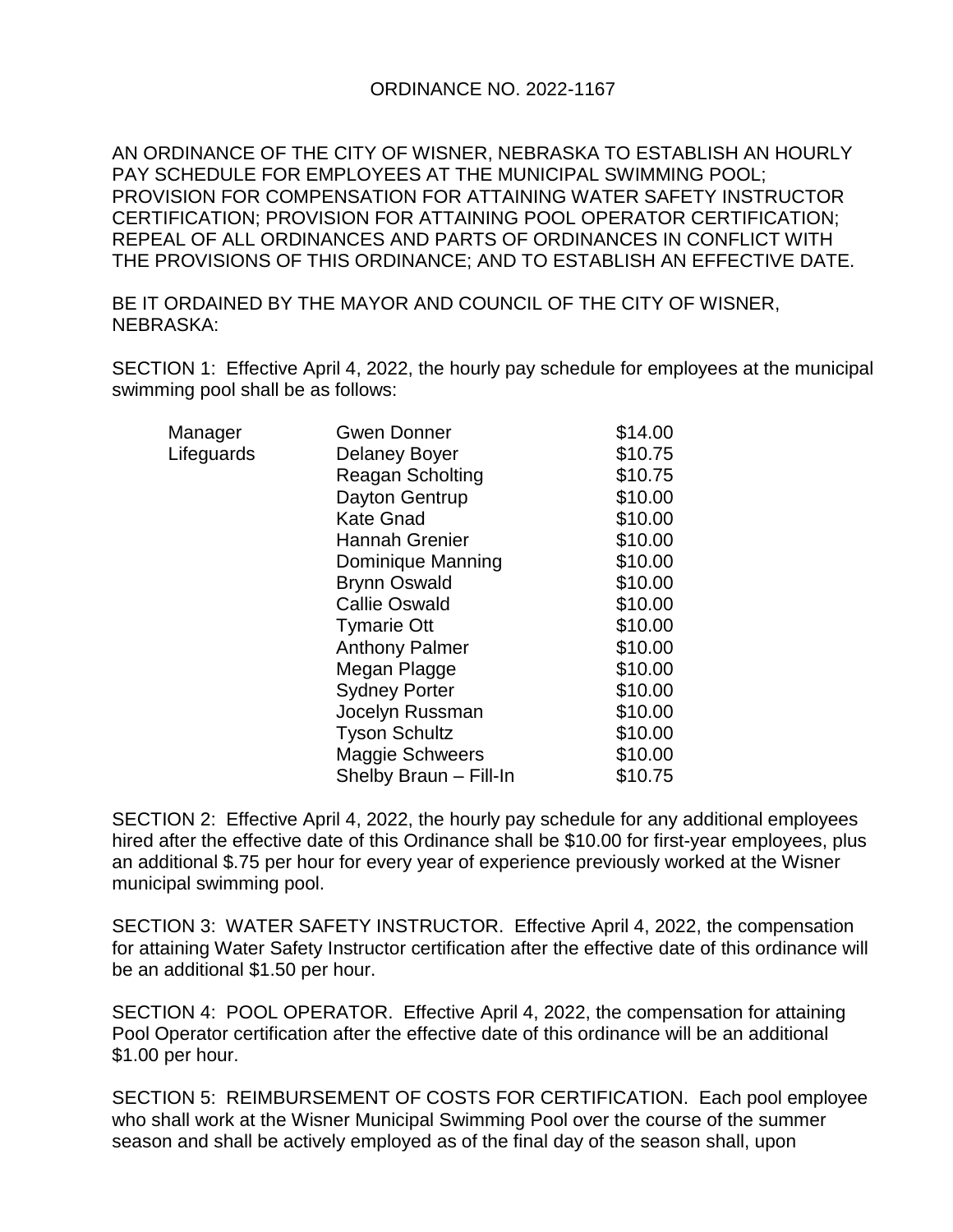# ORDINANCE NO. 2022-1167

AN ORDINANCE OF THE CITY OF WISNER, NEBRASKA TO ESTABLISH AN HOURLY PAY SCHEDULE FOR EMPLOYEES AT THE MUNICIPAL SWIMMING POOL; PROVISION FOR COMPENSATION FOR ATTAINING WATER SAFETY INSTRUCTOR CERTIFICATION; PROVISION FOR ATTAINING POOL OPERATOR CERTIFICATION; REPEAL OF ALL ORDINANCES AND PARTS OF ORDINANCES IN CONFLICT WITH THE PROVISIONS OF THIS ORDINANCE; AND TO ESTABLISH AN EFFECTIVE DATE.

BE IT ORDAINED BY THE MAYOR AND COUNCIL OF THE CITY OF WISNER, NEBRASKA:

SECTION 1: Effective April 4, 2022, the hourly pay schedule for employees at the municipal swimming pool shall be as follows:

| | | |
|---|---|---|
| Manager | Gwen Donner | $14.00 |
| Lifeguards | Delaney Boyer | $10.75 |
| | Reagan Scholting | $10.75 |
| | Dayton Gentrup | $10.00 |
| | Kate Gnad | $10.00 |
| | Hannah Grenier | $10.00 |
| | Dominique Manning | $10.00 |
| | Brynn Oswald | $10.00 |
| | Callie Oswald | $10.00 |
| | Tymarie Ott | $10.00 |
| | Anthony Palmer | $10.00 |
| | Megan Plagge | $10.00 |
| | Sydney Porter | $10.00 |
| | Jocelyn Russman | $10.00 |
| | Tyson Schultz | $10.00 |
| | Maggie Schweers | $10.00 |
| | Shelby Braun – Fill-In | $10.75 |

SECTION 2: Effective April 4, 2022, the hourly pay schedule for any additional employees hired after the effective date of this Ordinance shall be $10.00 for first-year employees, plus an additional $.75 per hour for every year of experience previously worked at the Wisner municipal swimming pool.

SECTION 3: WATER SAFETY INSTRUCTOR. Effective April 4, 2022, the compensation for attaining Water Safety Instructor certification after the effective date of this ordinance will be an additional $1.50 per hour.

SECTION 4: POOL OPERATOR. Effective April 4, 2022, the compensation for attaining Pool Operator certification after the effective date of this ordinance will be an additional $1.00 per hour.

SECTION 5: REIMBURSEMENT OF COSTS FOR CERTIFICATION. Each pool employee who shall work at the Wisner Municipal Swimming Pool over the course of the summer season and shall be actively employed as of the final day of the season shall, upon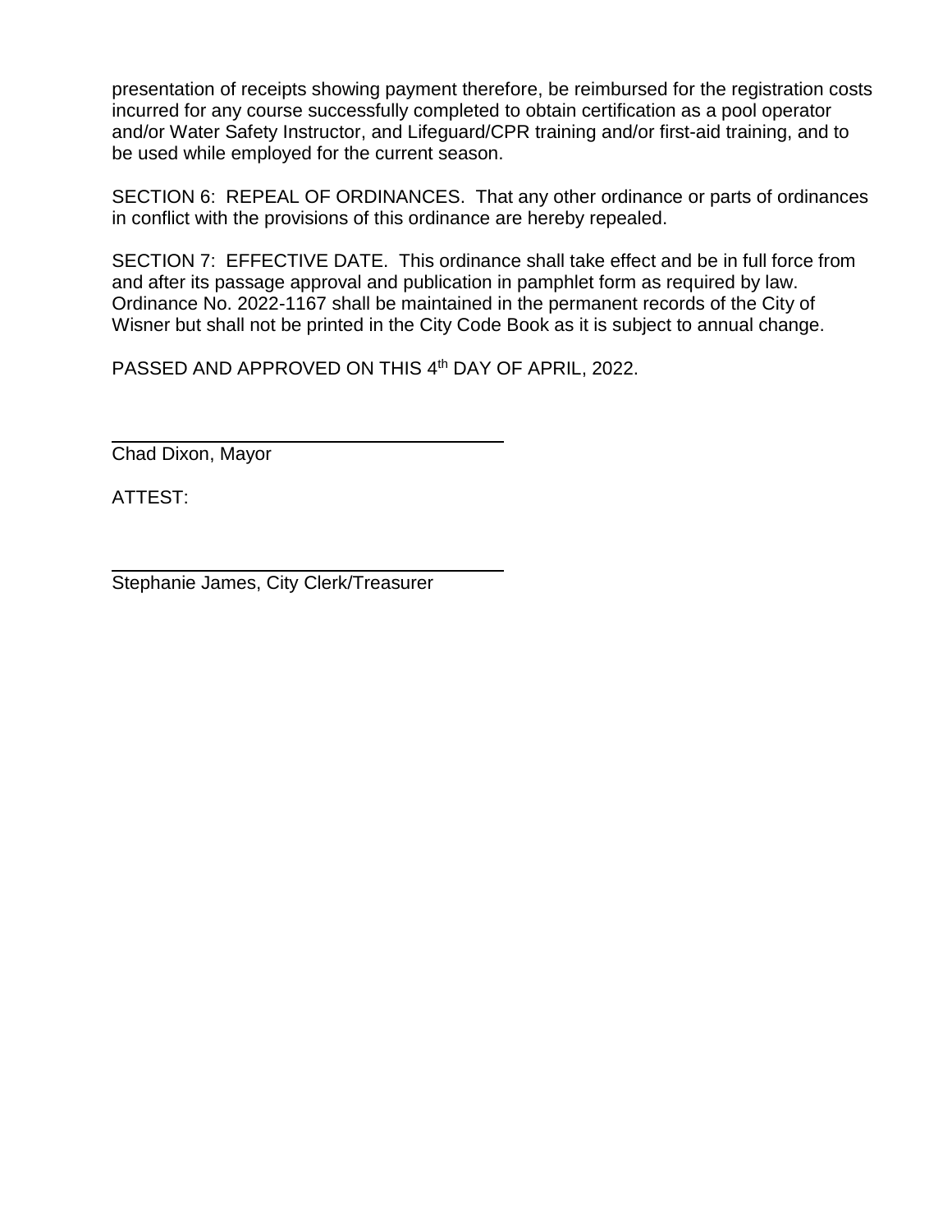presentation of receipts showing payment therefore, be reimbursed for the registration costs incurred for any course successfully completed to obtain certification as a pool operator and/or Water Safety Instructor, and Lifeguard/CPR training and/or first-aid training, and to be used while employed for the current season.

SECTION 6: REPEAL OF ORDINANCES. That any other ordinance or parts of ordinances in conflict with the provisions of this ordinance are hereby repealed.

SECTION 7: EFFECTIVE DATE. This ordinance shall take effect and be in full force from and after its passage approval and publication in pamphlet form as required by law. Ordinance No. 2022-1167 shall be maintained in the permanent records of the City of Wisner but shall not be printed in the City Code Book as it is subject to annual change.

PASSED AND APPROVED ON THIS 4th DAY OF APRIL, 2022.

\_\_\_\_\_\_\_\_\_\_\_\_\_\_\_\_\_\_\_\_\_\_\_\_\_\_\_\_\_\_\_\_\_\_\_\_\_\_

Chad Dixon, Mayor

ATTEST:

\_\_\_\_\_\_\_\_\_\_\_\_\_\_\_\_\_\_\_\_\_\_\_\_\_\_\_\_\_\_\_\_\_\_\_\_\_\_

Stephanie James, City Clerk/Treasurer